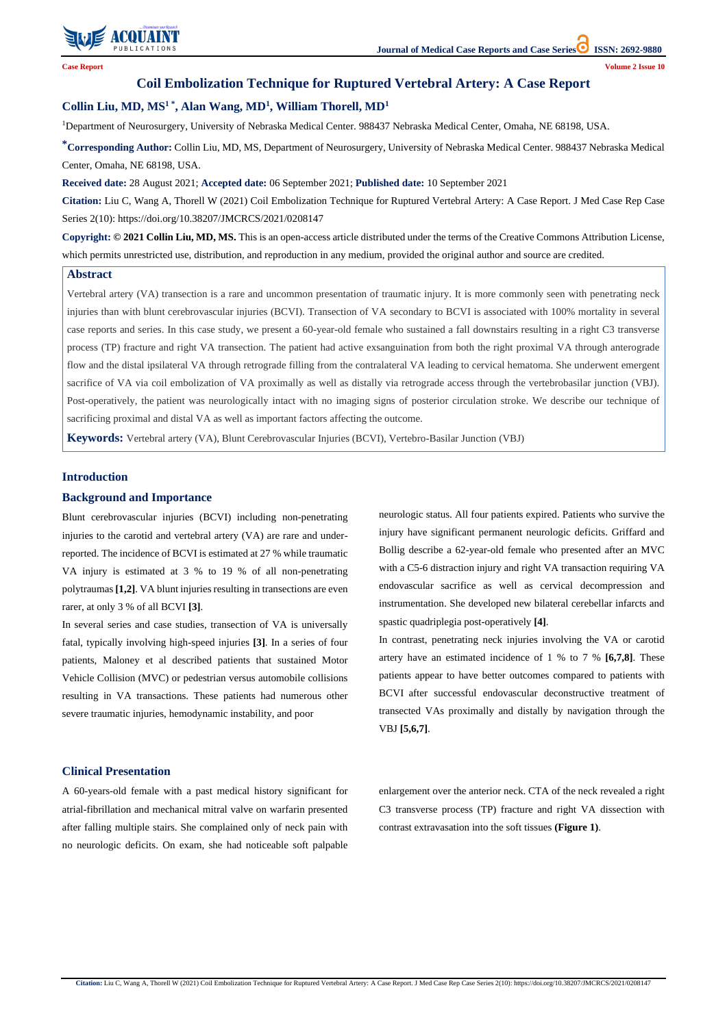Case Report

# Coil Embolization Technique for Ruptured Vertebral Artery: A Case Report

**Collin Liu, MD, MS[1 *], Alan Wang, MD[1], William Thorell, MD[1]**

[1]Department of Neurosurgery, University of Nebraska Medical Center. 988437 Nebraska Medical Center, Omaha, NE 68198, USA.

***Corresponding Author:** Collin Liu, MD, MS, Department of Neurosurgery, University of Nebraska Medical Center. 988437 Nebraska Medical Center, Omaha, NE 68198, USA.

**Received date:** 28 August 2021; **Accepted date:** 06 September 2021; **Published date:** 10 September 2021

**Citation:** Liu C, Wang A, Thorell W (2021) Coil Embolization Technique for Ruptured Vertebral Artery: A Case Report. J Med Case Rep Case Series 2(10): https://doi.org/10.38207/JMCRCS/2021/0208147

**Copyright: © 2021 Collin Liu, MD, MS.** This is an open-access article distributed under the terms of the Creative Commons Attribution License, which permits unrestricted use, distribution, and reproduction in any medium, provided the original author and source are credited.

## Abstract

Vertebral artery (VA) transection is a rare and uncommon presentation of traumatic injury. It is more commonly seen with penetrating neck injuries than with blunt cerebrovascular injuries (BCVI). Transection of VA secondary to BCVI is associated with 100% mortality in several case reports and series. In this case study, we present a 60-year-old female who sustained a fall downstairs resulting in a right C3 transverse process (TP) fracture and right VA transection. The patient had active exsanguination from both the right proximal VA through anterograde flow and the distal ipsilateral VA through retrograde filling from the contralateral VA leading to cervical hematoma. She underwent emergent sacrifice of VA via coil embolization of VA proximally as well as distally via retrograde access through the vertebrobasilar junction (VBJ). Post-operatively, the patient was neurologically intact with no imaging signs of posterior circulation stroke. We describe our technique of sacrificing proximal and distal VA as well as important factors affecting the outcome.

**Keywords:** Vertebral artery (VA), Blunt Cerebrovascular Injuries (BCVI), Vertebro-Basilar Junction (VBJ)

## Introduction

### Background and Importance

Blunt cerebrovascular injuries (BCVI) including non-penetrating injuries to the carotid and vertebral artery (VA) are rare and under-reported. The incidence of BCVI is estimated at 27 % while traumatic VA injury is estimated at 3 % to 19 % of all non-penetrating polytraumas **[1,2]**. VA blunt injuries resulting in transections are even rarer, at only 3 % of all BCVI **[3]**.

In several series and case studies, transection of VA is universally fatal, typically involving high-speed injuries **[3]**. In a series of four patients, Maloney et al described patients that sustained Motor Vehicle Collision (MVC) or pedestrian versus automobile collisions resulting in VA transections. These patients had numerous other severe traumatic injuries, hemodynamic instability, and poor neurologic status. All four patients expired. Patients who survive the injury have significant permanent neurologic deficits. Griffard and Bollig describe a 62-year-old female who presented after an MVC with a C5-6 distraction injury and right VA transaction requiring VA endovascular sacrifice as well as cervical decompression and instrumentation. She developed new bilateral cerebellar infarcts and spastic quadriplegia post-operatively **[4]**.

In contrast, penetrating neck injuries involving the VA or carotid artery have an estimated incidence of 1 % to 7 % **[6,7,8]**. These patients appear to have better outcomes compared to patients with BCVI after successful endovascular deconstructive treatment of transected VAs proximally and distally by navigation through the VBJ **[5,6,7]**.

## Clinical Presentation

A 60-years-old female with a past medical history significant for atrial-fibrillation and mechanical mitral valve on warfarin presented after falling multiple stairs. She complained only of neck pain with no neurologic deficits. On exam, she had noticeable soft palpable enlargement over the anterior neck. CTA of the neck revealed a right C3 transverse process (TP) fracture and right VA dissection with contrast extravasation into the soft tissues **(Figure 1)**.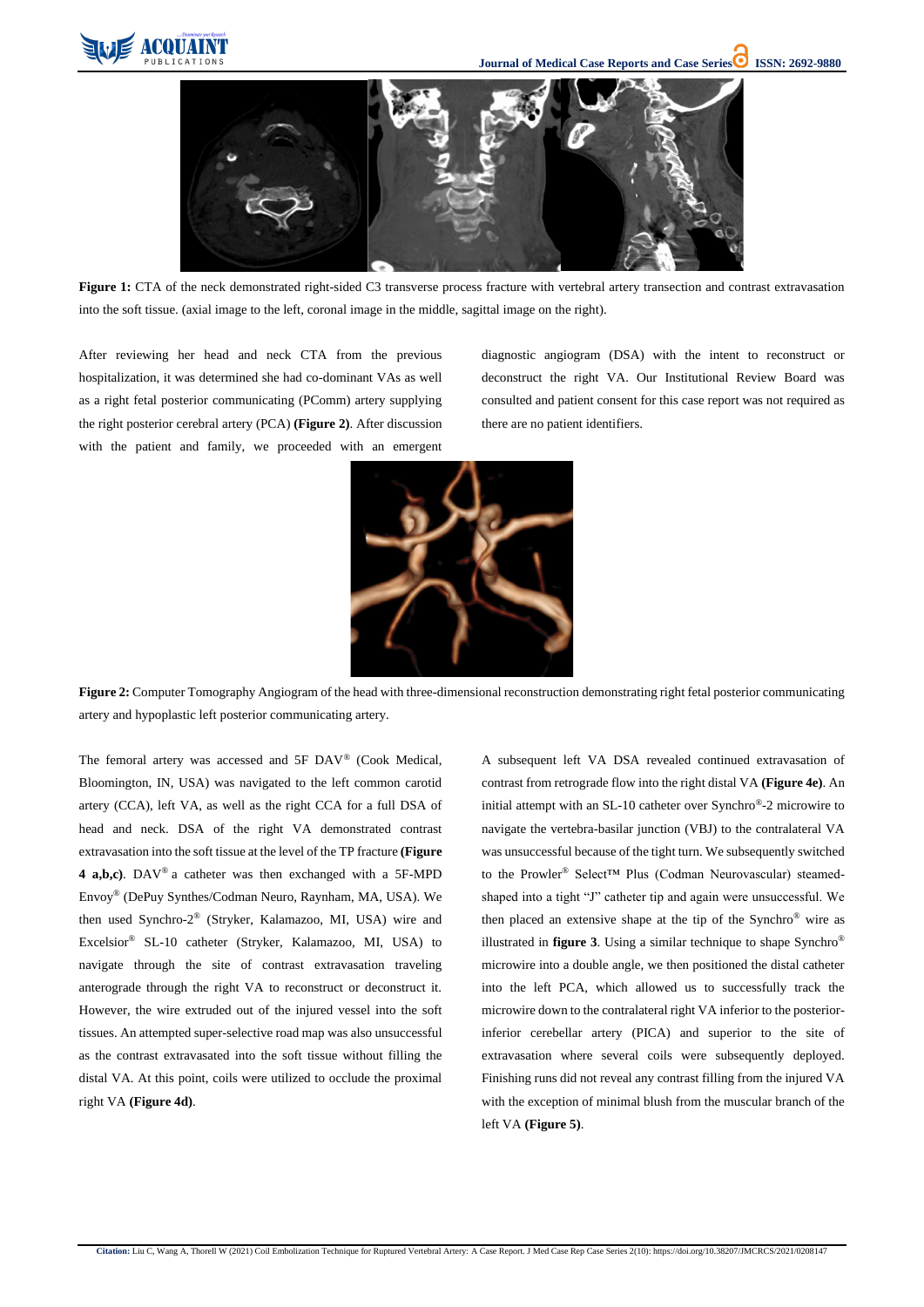**Figure 1:** CTA of the neck demonstrated right-sided C3 transverse process fracture with vertebral artery transection and contrast extravasation into the soft tissue. (axial image to the left, coronal image in the middle, sagittal image on the right).

After reviewing her head and neck CTA from the previous hospitalization, it was determined she had co-dominant VAs as well as a right fetal posterior communicating (PComm) artery supplying the right posterior cerebral artery (PCA) **(Figure 2)**. After discussion with the patient and family, we proceeded with an emergent diagnostic angiogram (DSA) with the intent to reconstruct or deconstruct the right VA. Our Institutional Review Board was consulted and patient consent for this case report was not required as there are no patient identifiers.

**Figure 2:** Computer Tomography Angiogram of the head with three-dimensional reconstruction demonstrating right fetal posterior communicating artery and hypoplastic left posterior communicating artery.

The femoral artery was accessed and 5F DAV® (Cook Medical, Bloomington, IN, USA) was navigated to the left common carotid artery (CCA), left VA, as well as the right CCA for a full DSA of head and neck. DSA of the right VA demonstrated contrast extravasation into the soft tissue at the level of the TP fracture **(Figure 4 a,b,c)**. DAV® a catheter was then exchanged with a 5F-MPD Envoy® (DePuy Synthes/Codman Neuro, Raynham, MA, USA). We then used Synchro-2® (Stryker, Kalamazoo, MI, USA) wire and Excelsior® SL-10 catheter (Stryker, Kalamazoo, MI, USA) to navigate through the site of contrast extravasation traveling anterograde through the right VA to reconstruct or deconstruct it. However, the wire extruded out of the injured vessel into the soft tissues. An attempted super-selective road map was also unsuccessful as the contrast extravasated into the soft tissue without filling the distal VA. At this point, coils were utilized to occlude the proximal right VA **(Figure 4d)**.

A subsequent left VA DSA revealed continued extravasation of contrast from retrograde flow into the right distal VA **(Figure 4e)**. An initial attempt with an SL-10 catheter over Synchro®-2 microwire to navigate the vertebra-basilar junction (VBJ) to the contralateral VA was unsuccessful because of the tight turn. We subsequently switched to the Prowler® Select™ Plus (Codman Neurovascular) steamed-shaped into a tight "J" catheter tip and again were unsuccessful. We then placed an extensive shape at the tip of the Synchro® wire as illustrated in **figure 3**. Using a similar technique to shape Synchro® microwire into a double angle, we then positioned the distal catheter into the left PCA, which allowed us to successfully track the microwire down to the contralateral right VA inferior to the posterior-inferior cerebellar artery (PICA) and superior to the site of extravasation where several coils were subsequently deployed. Finishing runs did not reveal any contrast filling from the injured VA with the exception of minimal blush from the muscular branch of the left VA **(Figure 5)**.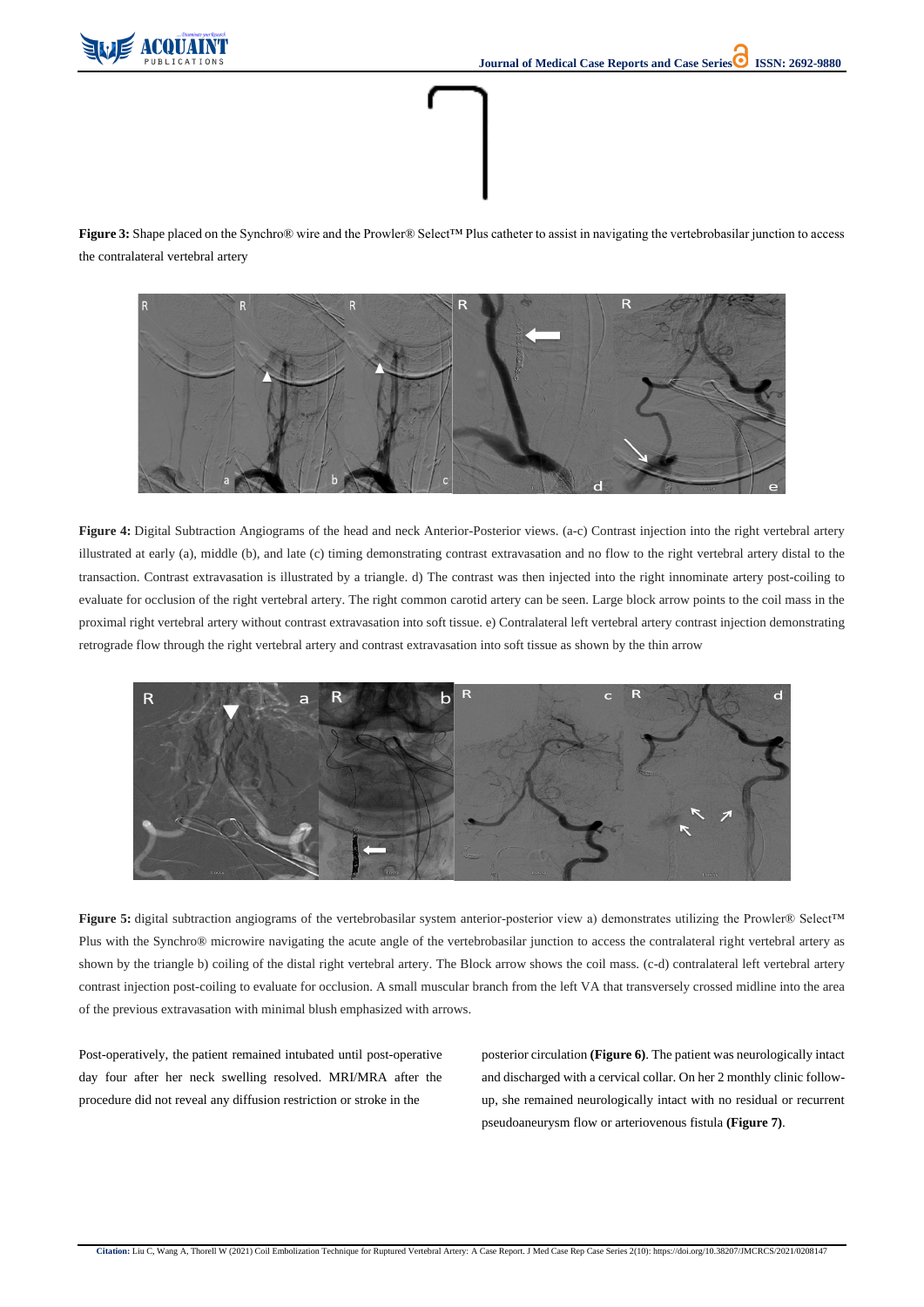**Figure 3:** Shape placed on the Synchro® wire and the Prowler® Select™ Plus catheter to assist in navigating the vertebrobasilar junction to access the contralateral vertebral artery

**Figure 4:** Digital Subtraction Angiograms of the head and neck Anterior-Posterior views. (a-c) Contrast injection into the right vertebral artery illustrated at early (a), middle (b), and late (c) timing demonstrating contrast extravasation and no flow to the right vertebral artery distal to the transaction. Contrast extravasation is illustrated by a triangle. d) The contrast was then injected into the right innominate artery post-coiling to evaluate for occlusion of the right vertebral artery. The right common carotid artery can be seen. Large block arrow points to the coil mass in the proximal right vertebral artery without contrast extravasation into soft tissue. e) Contralateral left vertebral artery contrast injection demonstrating retrograde flow through the right vertebral artery and contrast extravasation into soft tissue as shown by the thin arrow

**Figure 5:** digital subtraction angiograms of the vertebrobasilar system anterior-posterior view a) demonstrates utilizing the Prowler® Select™ Plus with the Synchro® microwire navigating the acute angle of the vertebrobasilar junction to access the contralateral right vertebral artery as shown by the triangle b) coiling of the distal right vertebral artery. The Block arrow shows the coil mass. (c-d) contralateral left vertebral artery contrast injection post-coiling to evaluate for occlusion. A small muscular branch from the left VA that transversely crossed midline into the area of the previous extravasation with minimal blush emphasized with arrows.

Post-operatively, the patient remained intubated until post-operative day four after her neck swelling resolved. MRI/MRA after the procedure did not reveal any diffusion restriction or stroke in the posterior circulation **(Figure 6)**. The patient was neurologically intact and discharged with a cervical collar. On her 2 monthly clinic follow-up, she remained neurologically intact with no residual or recurrent pseudoaneurysm flow or arteriovenous fistula **(Figure 7)**.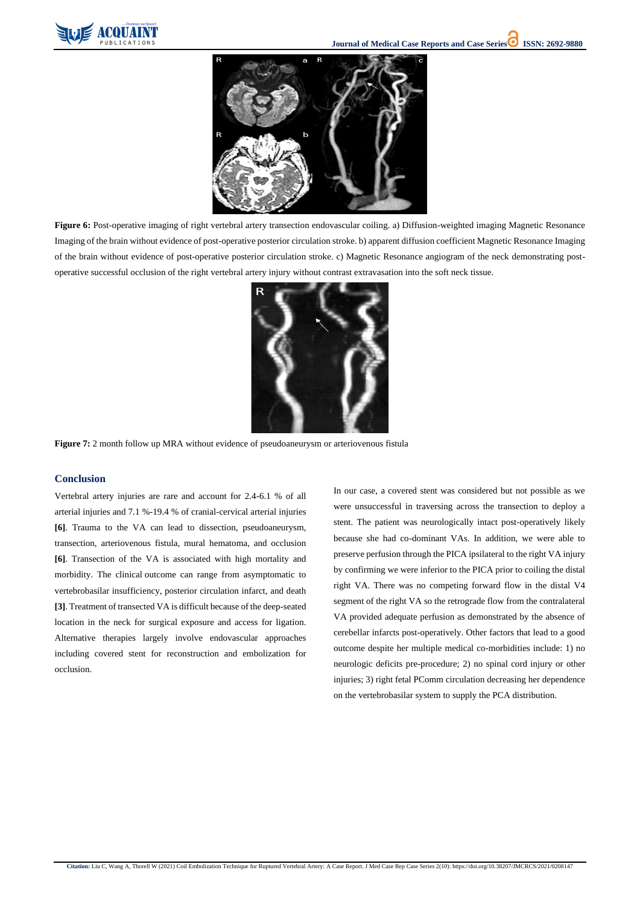**Figure 6:** Post-operative imaging of right vertebral artery transection endovascular coiling. a) Diffusion-weighted imaging Magnetic Resonance Imaging of the brain without evidence of post-operative posterior circulation stroke. b) apparent diffusion coefficient Magnetic Resonance Imaging of the brain without evidence of post-operative posterior circulation stroke. c) Magnetic Resonance angiogram of the neck demonstrating post-operative successful occlusion of the right vertebral artery injury without contrast extravasation into the soft neck tissue.

**Figure 7:** 2 month follow up MRA without evidence of pseudoaneurysm or arteriovenous fistula

## Conclusion

Vertebral artery injuries are rare and account for 2.4-6.1 % of all arterial injuries and 7.1 %-19.4 % of cranial-cervical arterial injuries **[6]**. Trauma to the VA can lead to dissection, pseudoaneurysm, transection, arteriovenous fistula, mural hematoma, and occlusion **[6]**. Transection of the VA is associated with high mortality and morbidity. The clinical outcome can range from asymptomatic to vertebrobasilar insufficiency, posterior circulation infarct, and death **[3]**. Treatment of transected VA is difficult because of the deep-seated location in the neck for surgical exposure and access for ligation. Alternative therapies largely involve endovascular approaches including covered stent for reconstruction and embolization for occlusion.

In our case, a covered stent was considered but not possible as we were unsuccessful in traversing across the transection to deploy a stent. The patient was neurologically intact post-operatively likely because she had co-dominant VAs. In addition, we were able to preserve perfusion through the PICA ipsilateral to the right VA injury by confirming we were inferior to the PICA prior to coiling the distal right VA. There was no competing forward flow in the distal V4 segment of the right VA so the retrograde flow from the contralateral VA provided adequate perfusion as demonstrated by the absence of cerebellar infarcts post-operatively. Other factors that lead to a good outcome despite her multiple medical co-morbidities include: 1) no neurologic deficits pre-procedure; 2) no spinal cord injury or other injuries; 3) right fetal PComm circulation decreasing her dependence on the vertebrobasilar system to supply the PCA distribution.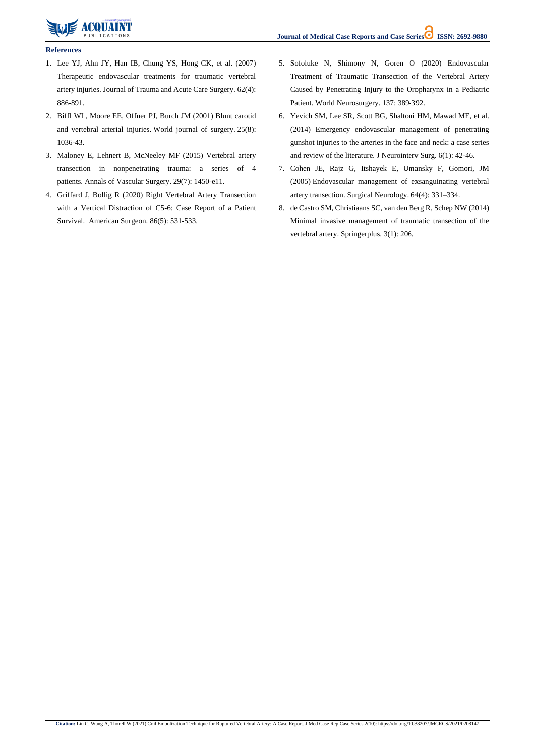## References

1. Lee YJ, Ahn JY, Han IB, Chung YS, Hong CK, et al. (2007) Therapeutic endovascular treatments for traumatic vertebral artery injuries. Journal of Trauma and Acute Care Surgery. 62(4): 886-891.
2. Biffl WL, Moore EE, Offner PJ, Burch JM (2001) Blunt carotid and vertebral arterial injuries. World journal of surgery. 25(8): 1036-43.
3. Maloney E, Lehnert B, McNeeley MF (2015) Vertebral artery transection in nonpenetrating trauma: a series of 4 patients. Annals of Vascular Surgery. 29(7): 1450-e11.
4. Griffard J, Bollig R (2020) Right Vertebral Artery Transection with a Vertical Distraction of C5-6: Case Report of a Patient Survival. American Surgeon. 86(5): 531-533.
5. Sofoluke N, Shimony N, Goren O (2020) Endovascular Treatment of Traumatic Transection of the Vertebral Artery Caused by Penetrating Injury to the Oropharynx in a Pediatric Patient. World Neurosurgery. 137: 389-392.
6. Yevich SM, Lee SR, Scott BG, Shaltoni HM, Mawad ME, et al. (2014) Emergency endovascular management of penetrating gunshot injuries to the arteries in the face and neck: a case series and review of the literature. J Neurointerv Surg. 6(1): 42-46.
7. Cohen JE, Rajz G, Itshayek E, Umansky F, Gomori, JM (2005) Endovascular management of exsanguinating vertebral artery transection. Surgical Neurology. 64(4): 331–334.
8. de Castro SM, Christiaans SC, van den Berg R, Schep NW (2014) Minimal invasive management of traumatic transection of the vertebral artery. Springerplus. 3(1): 206.